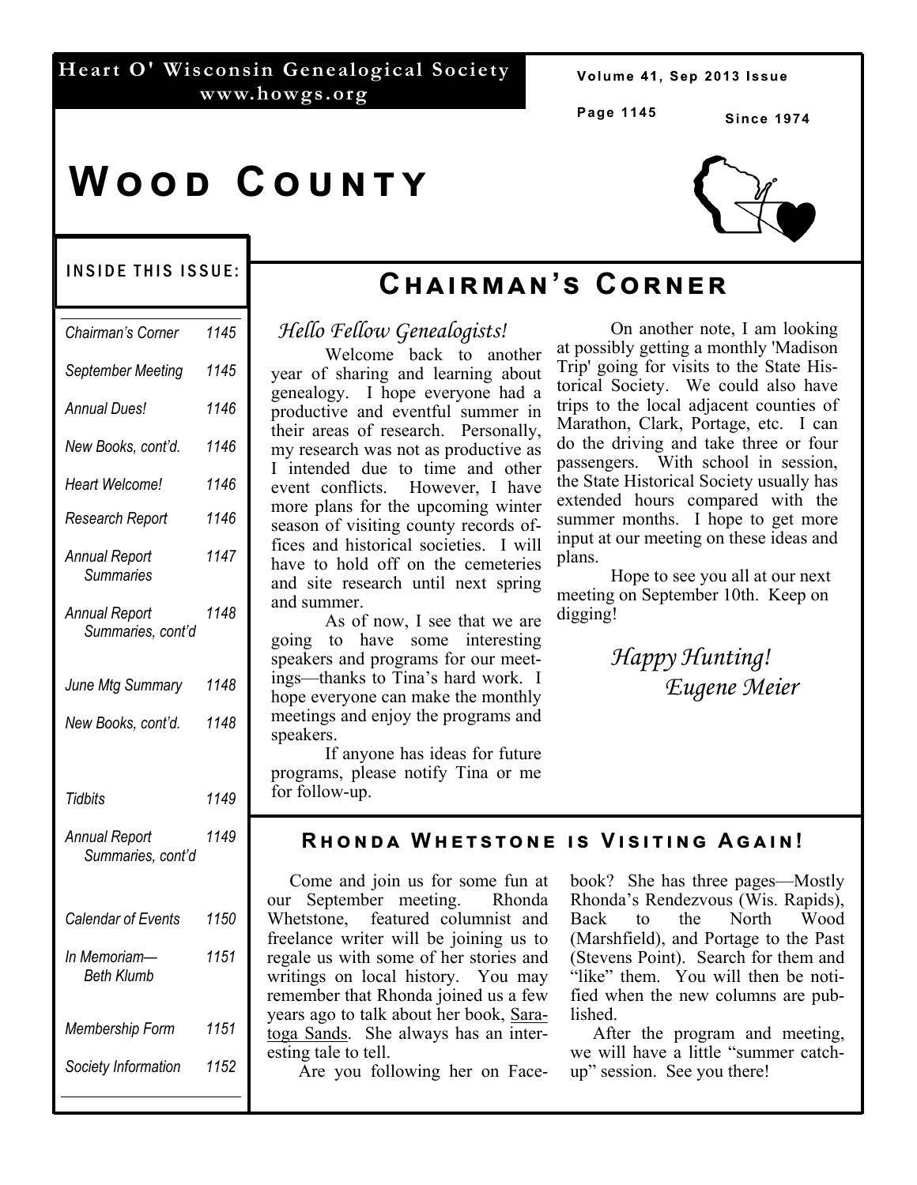# Heart O' Wisconsin Genealogical Society

www.howgs.org

Since 1974

# WOOD COUNTY

**INSIDE THIS ISSUE:**

| | |
|---|---|
| *Chairman's Corner* | *1145* |
| *September Meeting* | *1145* |
| *Annual Dues!* | *1146* |
| *New Books, cont'd.* | *1146* |
| *Heart Welcome!* | *1146* |
| *Research Report* | *1146* |
| *Annual Report Summaries* | *1147* |
| *Annual Report Summaries, cont'd* | *1148* |
| *June Mtg Summary* | *1148* |
| *New Books, cont'd.* | *1148* |
| *Tidbits* | *1149* |
| *Annual Report Summaries, cont'd* | *1149* |
| *Calendar of Events* | *1150* |
| *In Memoriam—Beth Klumb* | *1151* |
| *Membership Form* | *1151* |
| *Society Information* | *1152* |

## CHAIRMAN'S CORNER

*Hello Fellow Genealogists!*

Welcome back to another year of sharing and learning about genealogy. I hope everyone had a productive and eventful summer in their areas of research. Personally, my research was not as productive as I intended due to time and other event conflicts. However, I have more plans for the upcoming winter season of visiting county records offices and historical societies. I will have to hold off on the cemeteries and site research until next spring and summer.

As of now, I see that we are going to have some interesting speakers and programs for our meetings—thanks to Tina's hard work. I hope everyone can make the monthly meetings and enjoy the programs and speakers.

If anyone has ideas for future programs, please notify Tina or me for follow-up.

On another note, I am looking at possibly getting a monthly 'Madison Trip' going for visits to the State Historical Society. We could also have trips to the local adjacent counties of Marathon, Clark, Portage, etc. I can do the driving and take three or four passengers. With school in session, the State Historical Society usually has extended hours compared with the summer months. I hope to get more input at our meeting on these ideas and plans.

Hope to see you all at our next meeting on September 10th. Keep on digging!

*Happy Hunting!*
*Eugene Meier*

### RHONDA WHETSTONE IS VISITING AGAIN!

Come and join us for some fun at our September meeting. Rhonda Whetstone, featured columnist and freelance writer will be joining us to regale us with some of her stories and writings on local history. You may remember that Rhonda joined us a few years ago to talk about her book, Saratoga Sands. She always has an interesting tale to tell.

Are you following her on Facebook? She has three pages—Mostly Rhonda's Rendezvous (Wis. Rapids), Back to the North Wood (Marshfield), and Portage to the Past (Stevens Point). Search for them and "like" them. You will then be notified when the new columns are published.

After the program and meeting, we will have a little "summer catch-up" session. See you there!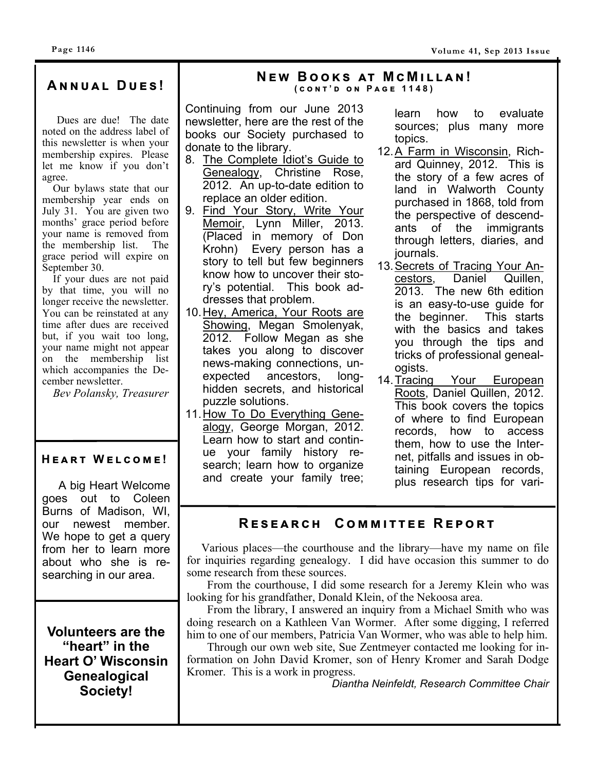## Annual Dues!

Dues are due! The date noted on the address label of this newsletter is when your membership expires. Please let me know if you don't agree.

Our bylaws state that our membership year ends on July 31. You are given two months' grace period before your name is removed from the membership list. The grace period will expire on September 30.

If your dues are not paid by that time, you will no longer receive the newsletter. You can be reinstated at any time after dues are received but, if you wait too long, your name might not appear on the membership list which accompanies the December newsletter.

*Bev Polansky, Treasurer*

## Heart Welcome!

A big Heart Welcome goes out to Coleen Burns of Madison, WI, our newest member. We hope to get a query from her to learn more about who she is researching in our area.

**Volunteers are the "heart" in the Heart O' Wisconsin Genealogical Society!**

## New Books at McMillan!

(cont'd on Page 1148)

Continuing from our June 2013 newsletter, here are the rest of the books our Society purchased to donate to the library.

8. The Complete Idiot's Guide to Genealogy, Christine Rose, 2012. An up-to-date edition to replace an older edition.
9. Find Your Story, Write Your Memoir, Lynn Miller, 2013. (Placed in memory of Don Krohn) Every person has a story to tell but few beginners know how to uncover their story's potential. This book addresses that problem.
10. Hey, America, Your Roots are Showing, Megan Smolenyak, 2012. Follow Megan as she takes you along to discover news-making connections, unexpected ancestors, long-hidden secrets, and historical puzzle solutions.
11. How To Do Everything Genealogy, George Morgan, 2012. Learn how to start and continue your family history research; learn how to organize and create your family tree; learn how to evaluate sources; plus many more topics.
12. A Farm in Wisconsin, Richard Quinney, 2012. This is the story of a few acres of land in Walworth County purchased in 1868, told from the perspective of descendants of the immigrants through letters, diaries, and journals.
13. Secrets of Tracing Your Ancestors, Daniel Quillen, 2013. The new 6th edition is an easy-to-use guide for the beginner. This starts with the basics and takes you through the tips and tricks of professional genealogists.
14. Tracing Your European Roots, Daniel Quillen, 2012. This book covers the topics of where to find European records, how to access them, how to use the Internet, pitfalls and issues in obtaining European records, plus research tips for vari-

## Research Committee Report

Various places—the courthouse and the library—have my name on file for inquiries regarding genealogy. I did have occasion this summer to do some research from these sources.

From the courthouse, I did some research for a Jeremy Klein who was looking for his grandfather, Donald Klein, of the Nekoosa area.

From the library, I answered an inquiry from a Michael Smith who was doing research on a Kathleen Van Wormer. After some digging, I referred him to one of our members, Patricia Van Wormer, who was able to help him.

Through our own web site, Sue Zentmeyer contacted me looking for information on John David Kromer, son of Henry Kromer and Sarah Dodge Kromer. This is a work in progress.

*Diantha Neinfeldt, Research Committee Chair*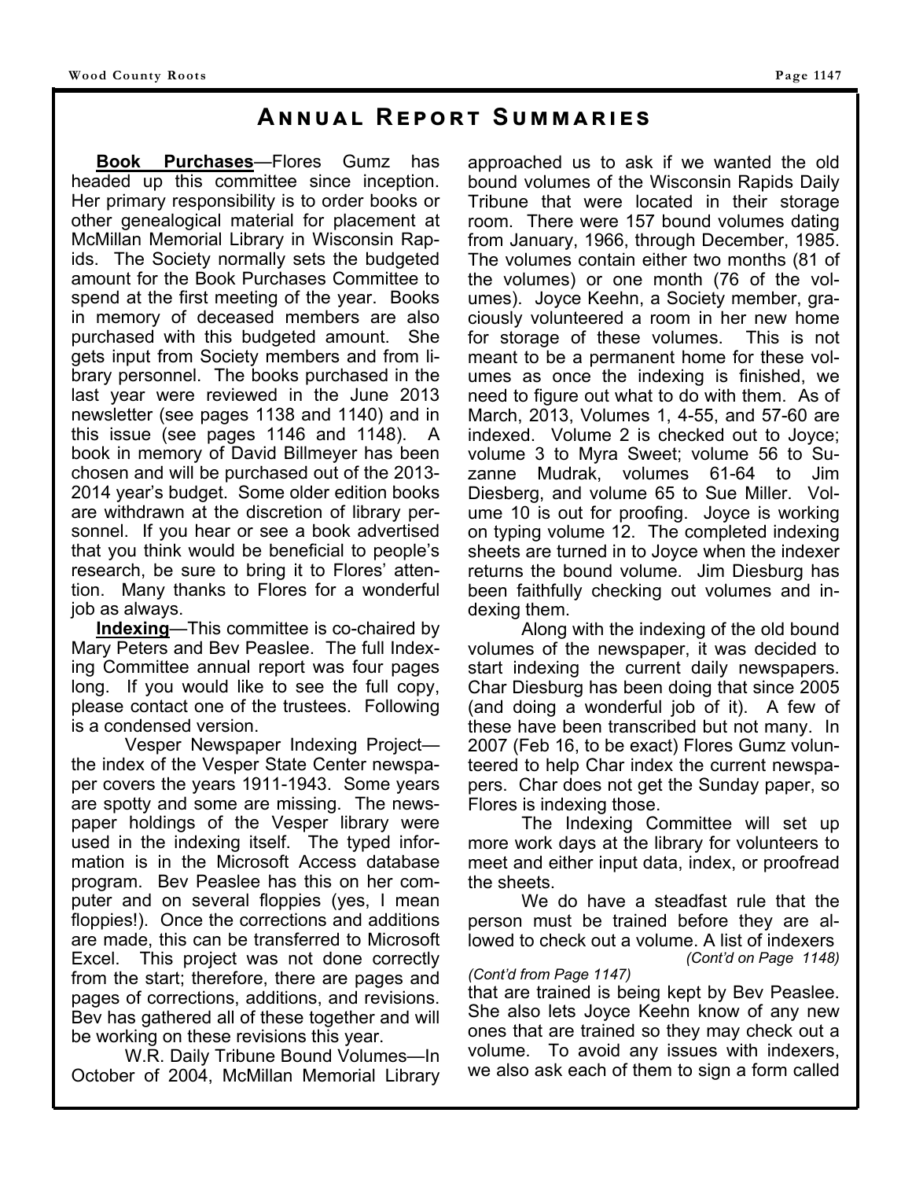# Annual Report Summaries

**Book Purchases**—Flores Gumz has headed up this committee since inception. Her primary responsibility is to order books or other genealogical material for placement at McMillan Memorial Library in Wisconsin Rapids. The Society normally sets the budgeted amount for the Book Purchases Committee to spend at the first meeting of the year. Books in memory of deceased members are also purchased with this budgeted amount. She gets input from Society members and from library personnel. The books purchased in the last year were reviewed in the June 2013 newsletter (see pages 1138 and 1140) and in this issue (see pages 1146 and 1148). A book in memory of David Billmeyer has been chosen and will be purchased out of the 2013-2014 year's budget. Some older edition books are withdrawn at the discretion of library personnel. If you hear or see a book advertised that you think would be beneficial to people's research, be sure to bring it to Flores' attention. Many thanks to Flores for a wonderful job as always.

**Indexing**—This committee is co-chaired by Mary Peters and Bev Peaslee. The full Indexing Committee annual report was four pages long. If you would like to see the full copy, please contact one of the trustees. Following is a condensed version.

Vesper Newspaper Indexing Project—the index of the Vesper State Center newspaper covers the years 1911-1943. Some years are spotty and some are missing. The newspaper holdings of the Vesper library were used in the indexing itself. The typed information is in the Microsoft Access database program. Bev Peaslee has this on her computer and on several floppies (yes, I mean floppies!). Once the corrections and additions are made, this can be transferred to Microsoft Excel. This project was not done correctly from the start; therefore, there are pages and pages of corrections, additions, and revisions. Bev has gathered all of these together and will be working on these revisions this year.

W.R. Daily Tribune Bound Volumes—In October of 2004, McMillan Memorial Library approached us to ask if we wanted the old bound volumes of the Wisconsin Rapids Daily Tribune that were located in their storage room. There were 157 bound volumes dating from January, 1966, through December, 1985. The volumes contain either two months (81 of the volumes) or one month (76 of the volumes). Joyce Keehn, a Society member, graciously volunteered a room in her new home for storage of these volumes. This is not meant to be a permanent home for these volumes as once the indexing is finished, we need to figure out what to do with them. As of March, 2013, Volumes 1, 4-55, and 57-60 are indexed. Volume 2 is checked out to Joyce; volume 3 to Myra Sweet; volume 56 to Suzanne Mudrak, volumes 61-64 to Jim Diesberg, and volume 65 to Sue Miller. Volume 10 is out for proofing. Joyce is working on typing volume 12. The completed indexing sheets are turned in to Joyce when the indexer returns the bound volume. Jim Diesburg has been faithfully checking out volumes and indexing them.

Along with the indexing of the old bound volumes of the newspaper, it was decided to start indexing the current daily newspapers. Char Diesburg has been doing that since 2005 (and doing a wonderful job of it). A few of these have been transcribed but not many. In 2007 (Feb 16, to be exact) Flores Gumz volunteered to help Char index the current newspapers. Char does not get the Sunday paper, so Flores is indexing those.

The Indexing Committee will set up more work days at the library for volunteers to meet and either input data, index, or proofread the sheets.

We do have a steadfast rule that the person must be trained before they are allowed to check out a volume. A list of indexers

*(Cont'd on Page 1148)*

*(Cont'd from Page 1147)*

that are trained is being kept by Bev Peaslee. She also lets Joyce Keehn know of any new ones that are trained so they may check out a volume. To avoid any issues with indexers, we also ask each of them to sign a form called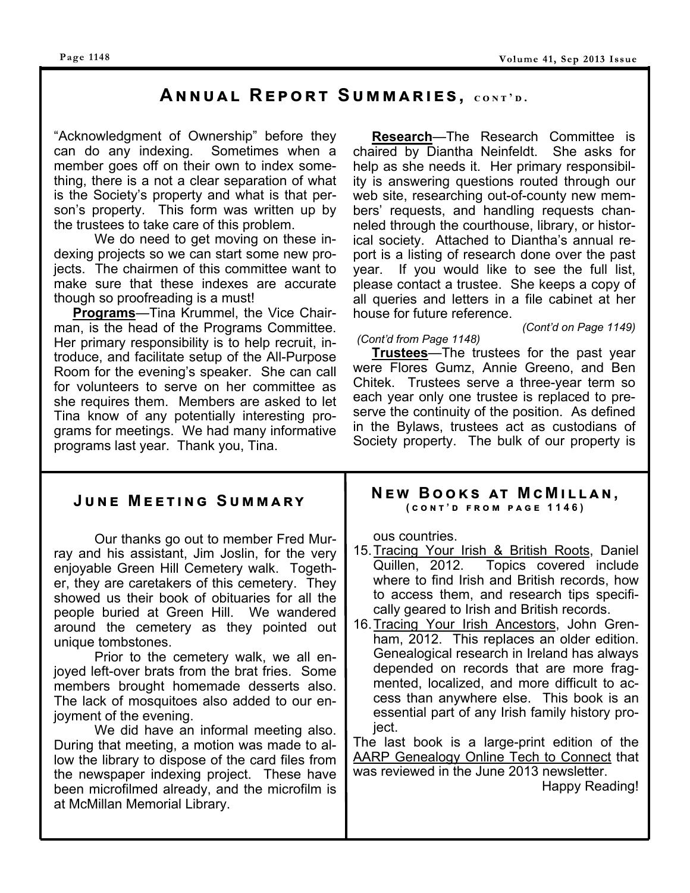## Annual Report Summaries, cont'd.

"Acknowledgment of Ownership" before they can do any indexing. Sometimes when a member goes off on their own to index something, there is a not a clear separation of what is the Society's property and what is that person's property. This form was written up by the trustees to take care of this problem.

We do need to get moving on these indexing projects so we can start some new projects. The chairmen of this committee want to make sure that these indexes are accurate though so proofreading is a must!

**Programs**—Tina Krummel, the Vice Chairman, is the head of the Programs Committee. Her primary responsibility is to help recruit, introduce, and facilitate setup of the All-Purpose Room for the evening's speaker. She can call for volunteers to serve on her committee as she requires them. Members are asked to let Tina know of any potentially interesting programs for meetings. We had many informative programs last year. Thank you, Tina.

**Research**—The Research Committee is chaired by Diantha Neinfeldt. She asks for help as she needs it. Her primary responsibility is answering questions routed through our web site, researching out-of-county new members' requests, and handling requests channeled through the courthouse, library, or historical society. Attached to Diantha's annual report is a listing of research done over the past year. If you would like to see the full list, please contact a trustee. She keeps a copy of all queries and letters in a file cabinet at her house for future reference.

*(Cont'd on Page 1149)*

*(Cont'd from Page 1148)*

**Trustees**—The trustees for the past year were Flores Gumz, Annie Greeno, and Ben Chitek. Trustees serve a three-year term so each year only one trustee is replaced to preserve the continuity of the position. As defined in the Bylaws, trustees act as custodians of Society property. The bulk of our property is

## June Meeting Summary

Our thanks go out to member Fred Murray and his assistant, Jim Joslin, for the very enjoyable Green Hill Cemetery walk. Together, they are caretakers of this cemetery. They showed us their book of obituaries for all the people buried at Green Hill. We wandered around the cemetery as they pointed out unique tombstones.

Prior to the cemetery walk, we all enjoyed left-over brats from the brat fries. Some members brought homemade desserts also. The lack of mosquitoes also added to our enjoyment of the evening.

We did have an informal meeting also. During that meeting, a motion was made to allow the library to dispose of the card files from the newspaper indexing project. These have been microfilmed already, and the microfilm is at McMillan Memorial Library.

## New Books at McMillan, (cont'd from page 1146)

ous countries.

15. Tracing Your Irish & British Roots, Daniel Quillen, 2012. Topics covered include where to find Irish and British records, how to access them, and research tips specifically geared to Irish and British records.
16. Tracing Your Irish Ancestors, John Grenham, 2012. This replaces an older edition. Genealogical research in Ireland has always depended on records that are more fragmented, localized, and more difficult to access than anywhere else. This book is an essential part of any Irish family history project.

The last book is a large-print edition of the AARP Genealogy Online Tech to Connect that was reviewed in the June 2013 newsletter.

Happy Reading!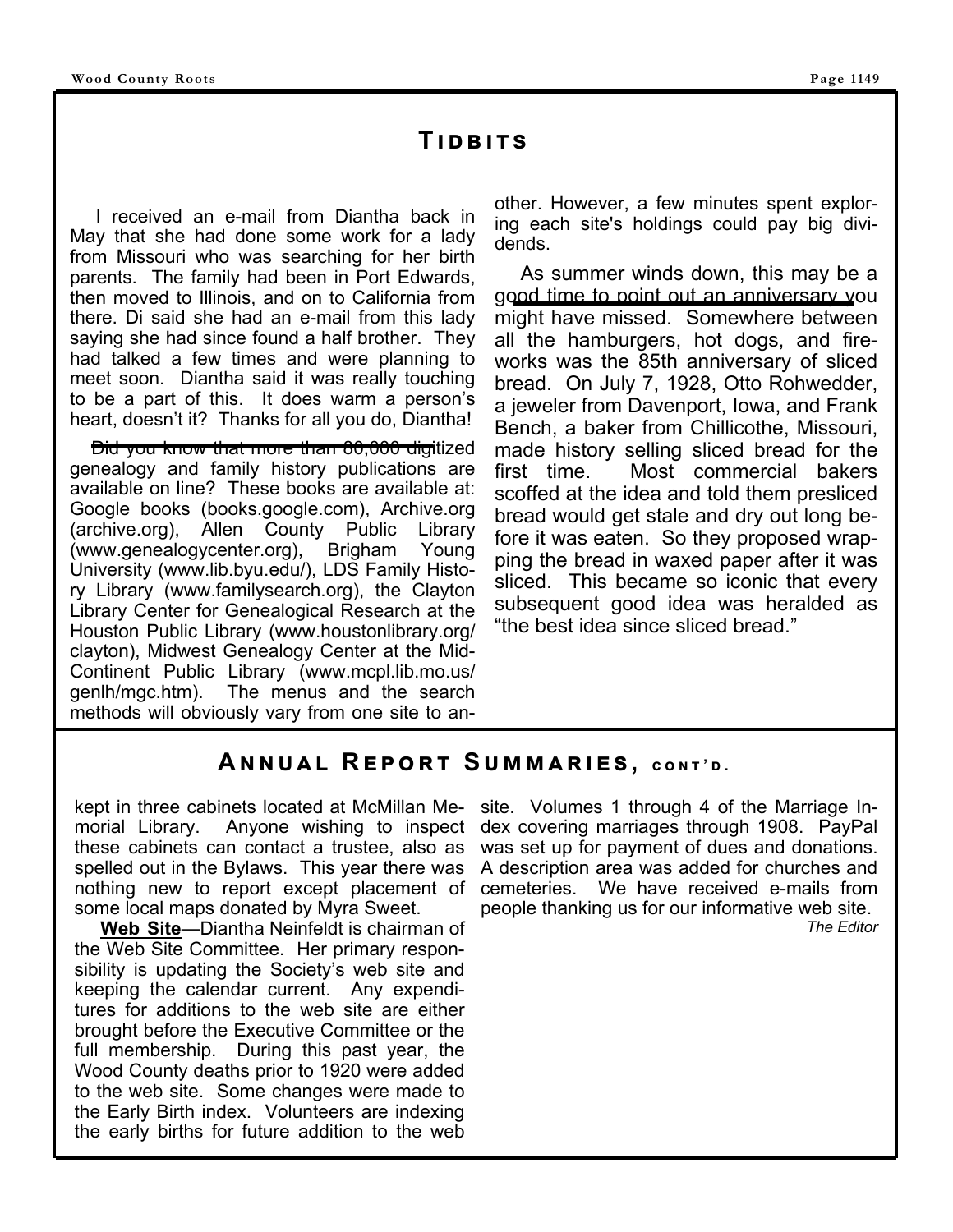## Tidbits

I received an e-mail from Diantha back in May that she had done some work for a lady from Missouri who was searching for her birth parents. The family had been in Port Edwards, then moved to Illinois, and on to California from there. Di said she had an e-mail from this lady saying she had since found a half brother. They had talked a few times and were planning to meet soon. Diantha said it was really touching to be a part of this. It does warm a person's heart, doesn't it? Thanks for all you do, Diantha!

Did you know that more than 80,000 digitized genealogy and family history publications are available on line? These books are available at: Google books (books.google.com), Archive.org (archive.org), Allen County Public Library (www.genealogycenter.org), Brigham Young University (www.lib.byu.edu/), LDS Family History Library (www.familysearch.org), the Clayton Library Center for Genealogical Research at the Houston Public Library (www.houstonlibrary.org/clayton), Midwest Genealogy Center at the Mid-Continent Public Library (www.mcpl.lib.mo.us/genlh/mgc.htm). The menus and the search methods will obviously vary from one site to another. However, a few minutes spent exploring each site's holdings could pay big dividends.

As summer winds down, this may be a good time to point out an anniversary you might have missed. Somewhere between all the hamburgers, hot dogs, and fireworks was the 85th anniversary of sliced bread. On July 7, 1928, Otto Rohwedder, a jeweler from Davenport, Iowa, and Frank Bench, a baker from Chillicothe, Missouri, made history selling sliced bread for the first time. Most commercial bakers scoffed at the idea and told them presliced bread would get stale and dry out long before it was eaten. So they proposed wrapping the bread in waxed paper after it was sliced. This became so iconic that every subsequent good idea was heralded as "the best idea since sliced bread."

## Annual Report Summaries, cont'd.

kept in three cabinets located at McMillan Memorial Library. Anyone wishing to inspect these cabinets can contact a trustee, also as spelled out in the Bylaws. This year there was nothing new to report except placement of some local maps donated by Myra Sweet.

**Web Site**—Diantha Neinfeldt is chairman of the Web Site Committee. Her primary responsibility is updating the Society's web site and keeping the calendar current. Any expenditures for additions to the web site are either brought before the Executive Committee or the full membership. During this past year, the Wood County deaths prior to 1920 were added to the web site. Some changes were made to the Early Birth index. Volunteers are indexing the early births for future addition to the web site. Volumes 1 through 4 of the Marriage Index covering marriages through 1908. PayPal was set up for payment of dues and donations. A description area was added for churches and cemeteries. We have received e-mails from people thanking us for our informative web site.

*The Editor*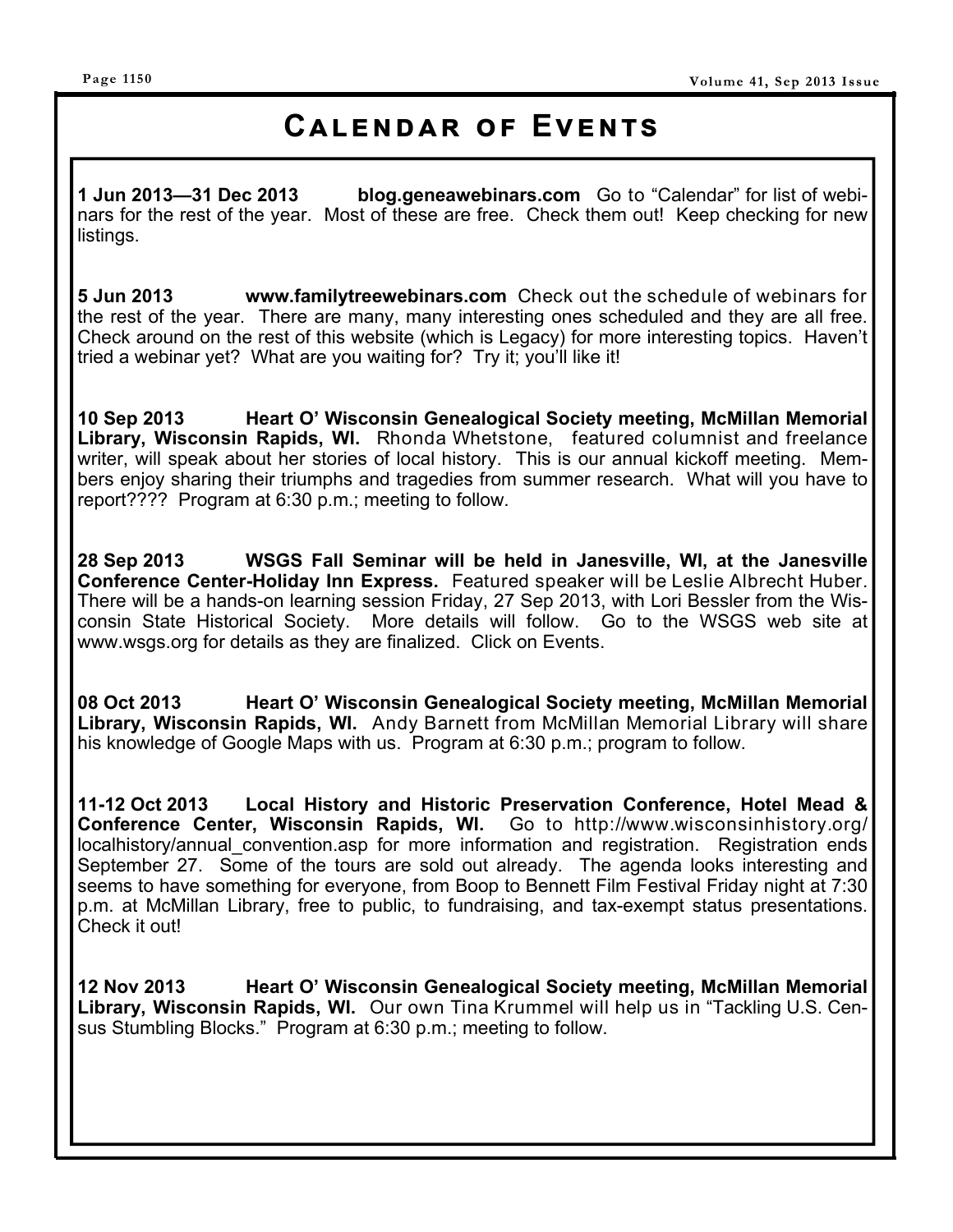# Calendar of Events

**1 Jun 2013—31 Dec 2013 blog.geneawebinars.com** Go to "Calendar" for list of webinars for the rest of the year. Most of these are free. Check them out! Keep checking for new listings.

**5 Jun 2013 www.familytreewebinars.com** Check out the schedule of webinars for the rest of the year. There are many, many interesting ones scheduled and they are all free. Check around on the rest of this website (which is Legacy) for more interesting topics. Haven't tried a webinar yet? What are you waiting for? Try it; you'll like it!

**10 Sep 2013 Heart O' Wisconsin Genealogical Society meeting, McMillan Memorial Library, Wisconsin Rapids, WI.** Rhonda Whetstone, featured columnist and freelance writer, will speak about her stories of local history. This is our annual kickoff meeting. Members enjoy sharing their triumphs and tragedies from summer research. What will you have to report???? Program at 6:30 p.m.; meeting to follow.

**28 Sep 2013 WSGS Fall Seminar will be held in Janesville, WI, at the Janesville Conference Center-Holiday Inn Express.** Featured speaker will be Leslie Albrecht Huber. There will be a hands-on learning session Friday, 27 Sep 2013, with Lori Bessler from the Wisconsin State Historical Society. More details will follow. Go to the WSGS web site at www.wsgs.org for details as they are finalized. Click on Events.

**08 Oct 2013 Heart O' Wisconsin Genealogical Society meeting, McMillan Memorial Library, Wisconsin Rapids, WI.** Andy Barnett from McMillan Memorial Library will share his knowledge of Google Maps with us. Program at 6:30 p.m.; program to follow.

**11-12 Oct 2013 Local History and Historic Preservation Conference, Hotel Mead & Conference Center, Wisconsin Rapids, WI.** Go to http://www.wisconsinhistory.org/localhistory/annual_convention.asp for more information and registration. Registration ends September 27. Some of the tours are sold out already. The agenda looks interesting and seems to have something for everyone, from Boop to Bennett Film Festival Friday night at 7:30 p.m. at McMillan Library, free to public, to fundraising, and tax-exempt status presentations. Check it out!

**12 Nov 2013 Heart O' Wisconsin Genealogical Society meeting, McMillan Memorial Library, Wisconsin Rapids, WI.** Our own Tina Krummel will help us in "Tackling U.S. Census Stumbling Blocks." Program at 6:30 p.m.; meeting to follow.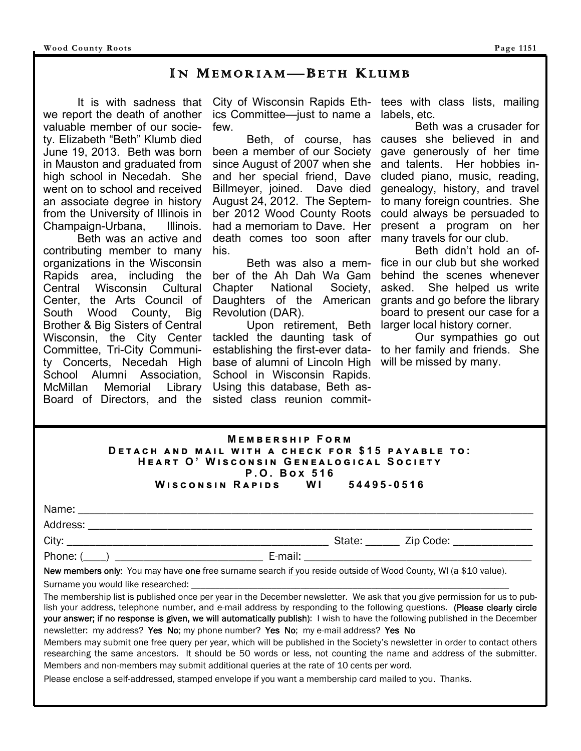# In Memoriam—Beth Klumb

It is with sadness that we report the death of another valuable member of our society. Elizabeth "Beth" Klumb died June 19, 2013. Beth was born in Mauston and graduated from high school in Necedah. She went on to school and received an associate degree in history from the University of Illinois in Champaign-Urbana, Illinois.

Beth was an active and contributing member to many organizations in the Wisconsin Rapids area, including the Central Wisconsin Cultural Center, the Arts Council of South Wood County, Big Brother & Big Sisters of Central Wisconsin, the City Center Committee, Tri-City Community Concerts, Necedah High School Alumni Association, McMillan Memorial Library Board of Directors, and the City of Wisconsin Rapids Ethics Committee—just to name a few.

Beth, of course, has been a member of our Society since August of 2007 when she and her special friend, Dave Billmeyer, joined. Dave died August 24, 2012. The September 2012 Wood County Roots had a memoriam to Dave. Her death comes too soon after his.

Beth was also a member of the Ah Dah Wa Gam Chapter National Society, Daughters of the American Revolution (DAR).

Upon retirement, Beth tackled the daunting task of establishing the first-ever database of alumni of Lincoln High School in Wisconsin Rapids. Using this database, Beth assisted class reunion committees with class lists, mailing labels, etc.

Beth was a crusader for causes she believed in and gave generously of her time and talents. Her hobbies included piano, music, reading, genealogy, history, and travel to many foreign countries. She could always be persuaded to present a program on her many travels for our club.

Beth didn't hold an office in our club but she worked behind the scenes whenever asked. She helped us write grants and go before the library board to present our case for a larger local history corner.

Our sympathies go out to her family and friends. She will be missed by many.

---

## Membership Form

**Detach and mail with a check for $15 payable to:**
**Heart O' Wisconsin Genealogical Society**
**P.O. Box 516**
**Wisconsin Rapids WI 54495-0516**

Name: ______________________________________________

Address: ____________________________________________

City: ______________________________ State: ______ Zip Code: ______________

Phone: (____) __________________________ E-mail: ______________________________

**New members only:** You may have **one** free surname search if you reside outside of Wood County, WI (a $10 value).

Surname you would like researched: ______________________________________________

The membership list is published once per year in the December newsletter. We ask that you give permission for us to publish your address, telephone number, and e-mail address by responding to the following questions. **(Please clearly circle your answer; if no response is given, we will automatically publish):** I wish to have the following published in the December newsletter: my address? **Yes No**; my phone number? **Yes No**; my e-mail address? **Yes No**

Members may submit one free query per year, which will be published in the Society's newsletter in order to contact others researching the same ancestors. It should be 50 words or less, not counting the name and address of the submitter. Members and non-members may submit additional queries at the rate of 10 cents per word.

Please enclose a self-addressed, stamped envelope if you want a membership card mailed to you. Thanks.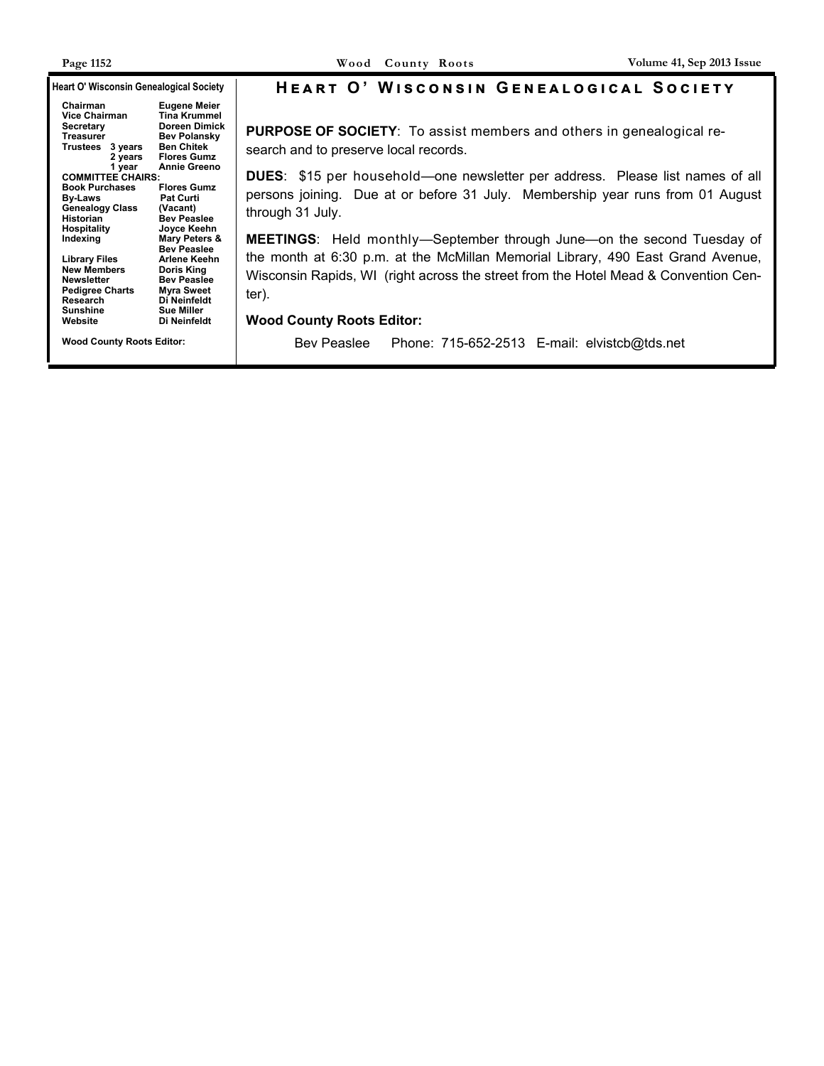**Heart O' Wisconsin Genealogical Society**

| | |
|---|---|
| Chairman | Eugene Meier |
| Vice Chairman | Tina Krummel |
| Secretary | Doreen Dimick |
| Treasurer | Bev Polansky |
| Trustees 3 years | Ben Chitek |
| 2 years | Flores Gumz |
| 1 year | Annie Greeno |
| **COMMITTEE CHAIRS:** | |
| Book Purchases | Flores Gumz |
| By-Laws | Pat Curti |
| Genealogy Class | (Vacant) |
| Historian | Bev Peaslee |
| Hospitality | Joyce Keehn |
| Indexing | Mary Peters & Bev Peaslee |
| Library Files | Arlene Keehn |
| New Members | Doris King |
| Newsletter | Bev Peaslee |
| Pedigree Charts | Myra Sweet |
| Research | Di Neinfeldt |
| Sunshine | Sue Miller |
| Website | Di Neinfeldt |

**Wood County Roots Editor:**

# HEART O' WISCONSIN GENEALOGICAL SOCIETY

**PURPOSE OF SOCIETY**: To assist members and others in genealogical research and to preserve local records.

**DUES**: $15 per household—one newsletter per address. Please list names of all persons joining. Due at or before 31 July. Membership year runs from 01 August through 31 July.

**MEETINGS**: Held monthly—September through June—on the second Tuesday of the month at 6:30 p.m. at the McMillan Memorial Library, 490 East Grand Avenue, Wisconsin Rapids, WI (right across the street from the Hotel Mead & Convention Center).

**Wood County Roots Editor:**

Bev Peaslee Phone: 715-652-2513 E-mail: elvistcb@tds.net